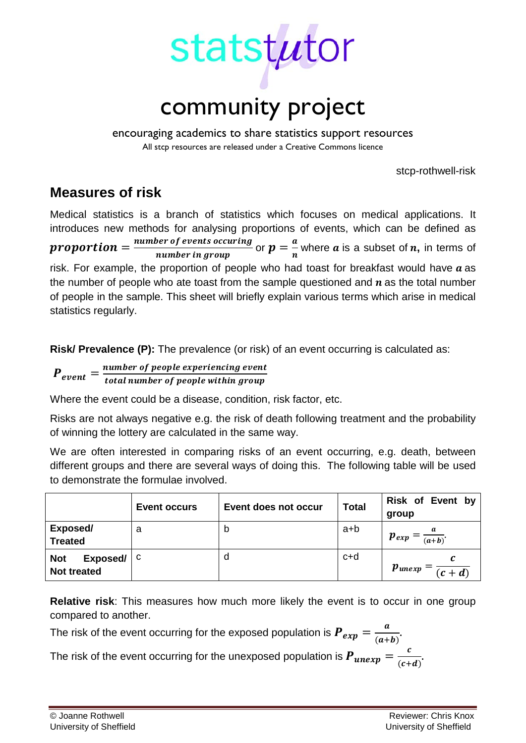# statstutor

## community project

encouraging academics to share statistics support resources

All stcp resources are released under a Creative Commons licence

stcp-rothwell-risk

## Measures of risk

Medical statistics is a branch of statistics which focuses on medical applications. It introduces new methods for analysing proportions of events, which can be defined as $\boldsymbol{proportion} = \frac{\boldsymbol{number\ of\ events\ occuring}}{\boldsymbol{number\ in\ group}}$ or $\boldsymbol{p} = \frac{\boldsymbol{a}}{\boldsymbol{n}}$ where $\boldsymbol{a}$ is a subset of $\boldsymbol{n}$, in terms of risk. For example, the proportion of people who had toast for breakfast would have $\boldsymbol{a}$ as the number of people who ate toast from the sample questioned and $\boldsymbol{n}$ as the total number of people in the sample. This sheet will briefly explain various terms which arise in medical statistics regularly.

**Risk/ Prevalence (P):** The prevalence (or risk) of an event occurring is calculated as:

$$\boldsymbol{P_{event}} = \frac{\boldsymbol{number\ of\ people\ experiencing\ event}}{\boldsymbol{total\ number\ of\ people\ within\ group}}$$

Where the event could be a disease, condition, risk factor, etc.

Risks are not always negative e.g. the risk of death following treatment and the probability of winning the lottery are calculated in the same way.

We are often interested in comparing risks of an event occurring, e.g. death, between different groups and there are several ways of doing this. The following table will be used to demonstrate the formulae involved.

| | **Event occurs** | **Event does not occur** | **Total** | **Risk of Event by group** |
|---|---|---|---|---|
| **Exposed/ Treated** | a | b | a+b | $\boldsymbol{p_{exp}} = \frac{\boldsymbol{a}}{\boldsymbol{(a+b)}}$. |
| **Not Exposed/ Not treated** | c | d | c+d | $\boldsymbol{p_{unexp}} = \frac{\boldsymbol{c}}{\boldsymbol{(c+d)}}$ |

**Relative risk**: This measures how much more likely the event is to occur in one group compared to another.

The risk of the event occurring for the exposed population is $\boldsymbol{P_{exp}} = \frac{\boldsymbol{a}}{\boldsymbol{(a+b)}}$.

The risk of the event occurring for the unexposed population is $\boldsymbol{P_{unexp}} = \frac{\boldsymbol{c}}{\boldsymbol{(c+d)}}$.

© Joanne Rothwell
University of Sheffield

Reviewer: Chris Knox
University of Sheffield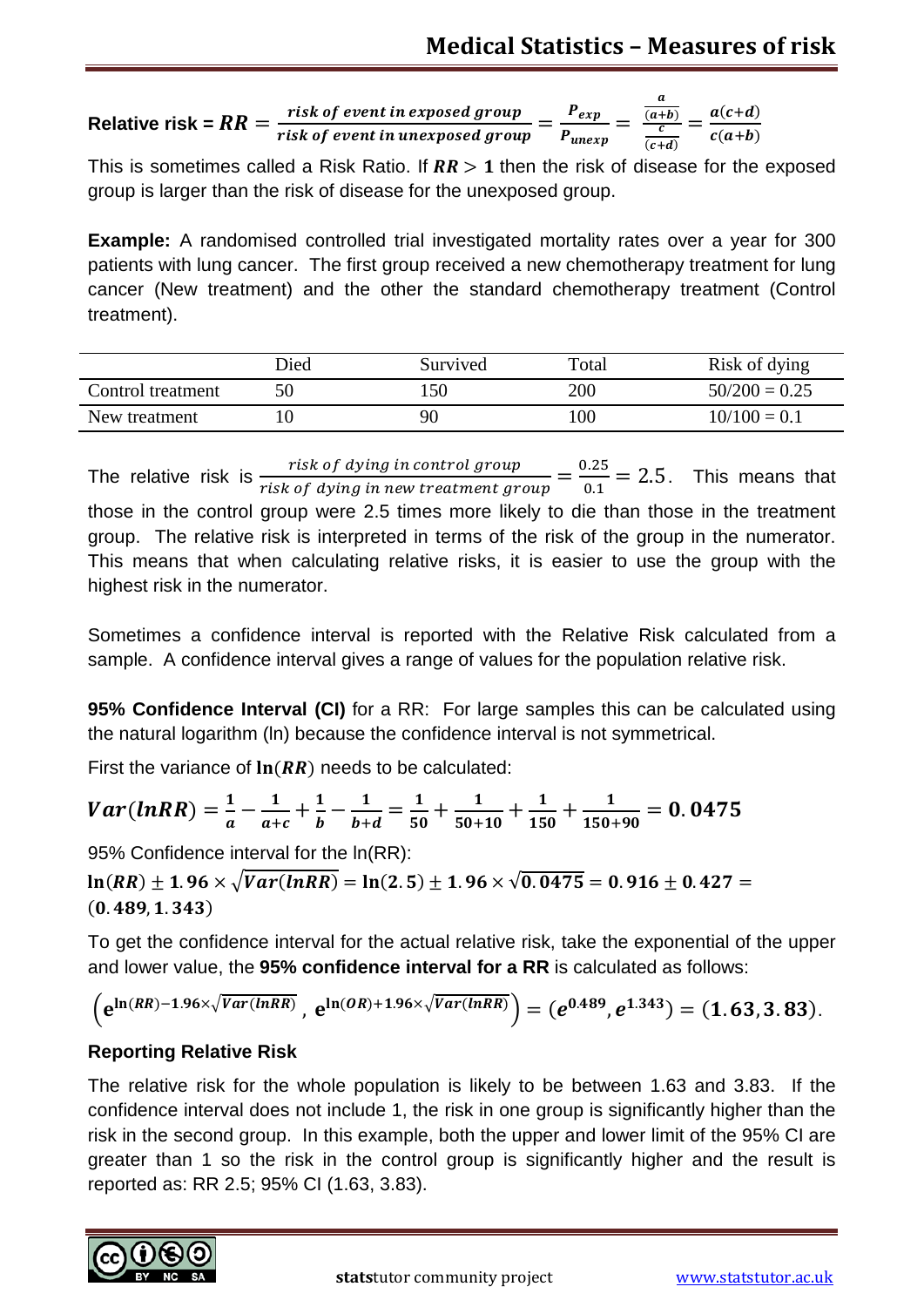**Relative risk** = $RR = \frac{risk\ of\ event\ in\ exposed\ group}{risk\ of\ event\ in\ unexposed\ group} = \frac{P_{exp}}{P_{unexp}} = \frac{\frac{a}{(a+b)}}{\frac{c}{(c+d)}} = \frac{a(c+d)}{c(a+b)}$

This is sometimes called a Risk Ratio. If $RR > 1$ then the risk of disease for the exposed group is larger than the risk of disease for the unexposed group.

**Example:** A randomised controlled trial investigated mortality rates over a year for 300 patients with lung cancer. The first group received a new chemotherapy treatment for lung cancer (New treatment) and the other the standard chemotherapy treatment (Control treatment).

| | Died | Survived | Total | Risk of dying |
|---|---|---|---|---|
| Control treatment | 50 | 150 | 200 | 50/200 = 0.25 |
| New treatment | 10 | 90 | 100 | 10/100 = 0.1 |

The relative risk is $\frac{risk\ of\ dying\ in\ control\ group}{risk\ of\ dying\ in\ new\ treatment\ group} = \frac{0.25}{0.1} = 2.5$. This means that those in the control group were 2.5 times more likely to die than those in the treatment group. The relative risk is interpreted in terms of the risk of the group in the numerator. This means that when calculating relative risks, it is easier to use the group with the highest risk in the numerator.

Sometimes a confidence interval is reported with the Relative Risk calculated from a sample. A confidence interval gives a range of values for the population relative risk.

**95% Confidence Interval (CI)** for a RR: For large samples this can be calculated using the natural logarithm (ln) because the confidence interval is not symmetrical.

First the variance of $\ln(RR)$ needs to be calculated:

$$Var(lnRR) = \frac{1}{a} - \frac{1}{a+c} + \frac{1}{b} - \frac{1}{b+d} = \frac{1}{50} + \frac{1}{50+10} + \frac{1}{150} + \frac{1}{150+90} = 0.0475$$

95% Confidence interval for the ln(RR):

$$\ln(RR) \pm 1.96 \times \sqrt{Var(lnRR)} = \ln(2.5) \pm 1.96 \times \sqrt{0.0475} = 0.916 \pm 0.427 = (0.489, 1.343)$$

To get the confidence interval for the actual relative risk, take the exponential of the upper and lower value, the **95% confidence interval for a RR** is calculated as follows:

$$\left(e^{\ln(RR) - 1.96 \times \sqrt{Var(lnRR)}}, e^{\ln(OR) + 1.96 \times \sqrt{Var(lnRR)}}\right) = (e^{0.489}, e^{1.343}) = (1.63, 3.83).$$

**Reporting Relative Risk**

The relative risk for the whole population is likely to be between 1.63 and 3.83. If the confidence interval does not include 1, the risk in one group is significantly higher than the risk in the second group. In this example, both the upper and lower limit of the 95% CI are greater than 1 so the risk in the control group is significantly higher and the result is reported as: RR 2.5; 95% CI (1.63, 3.83).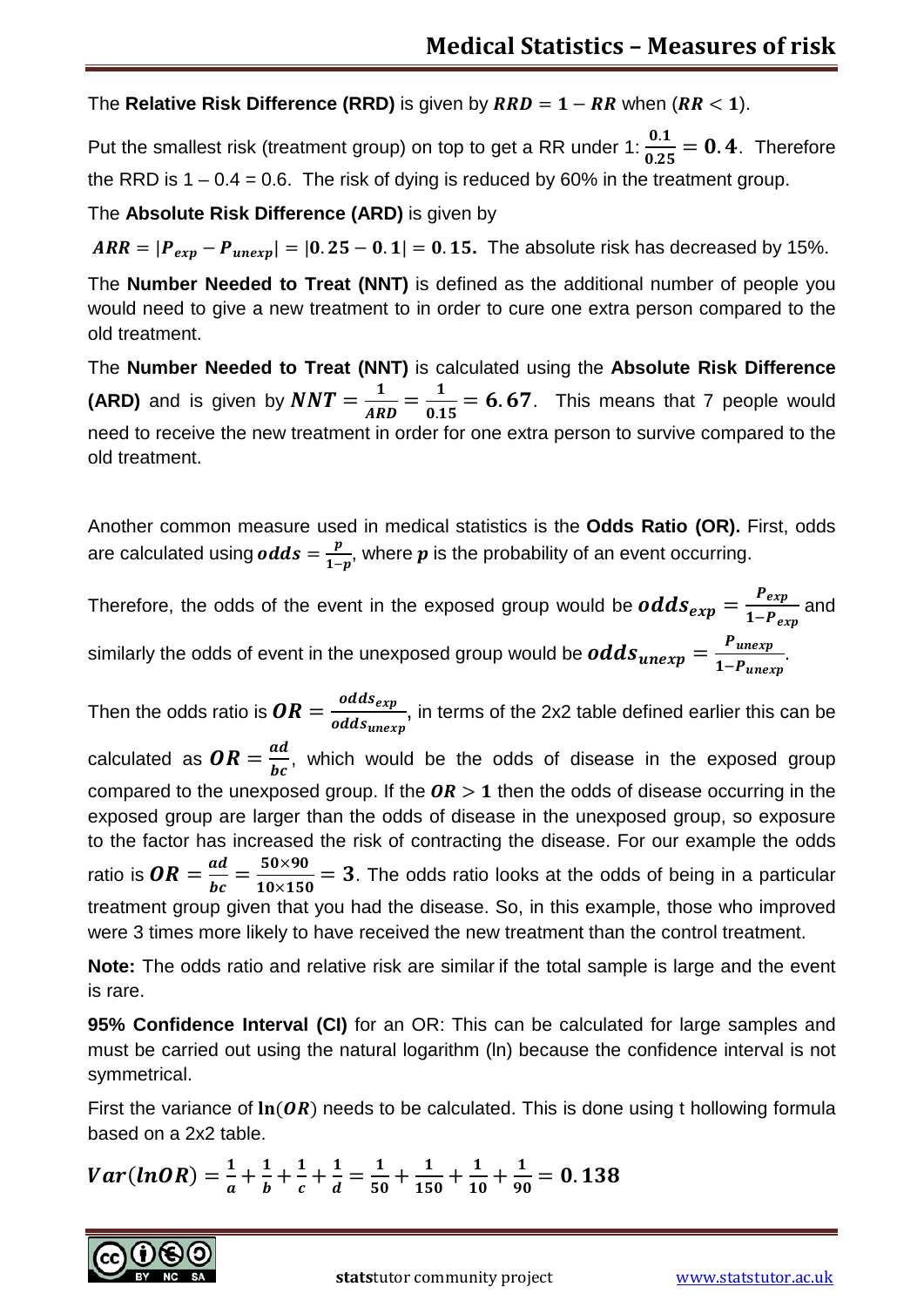The **Relative Risk Difference (RRD)** is given by $RRD = 1 - RR$ when ($RR < 1$).

Put the smallest risk (treatment group) on top to get a RR under 1: $\frac{0.1}{0.25} = 0.4$. Therefore the RRD is 1 – 0.4 = 0.6. The risk of dying is reduced by 60% in the treatment group.

The **Absolute Risk Difference (ARD)** is given by

$ARR = |P_{exp} - P_{unexp}| = |0.25 - 0.1| = 0.15.$ The absolute risk has decreased by 15%.

The **Number Needed to Treat (NNT)** is defined as the additional number of people you would need to give a new treatment to in order to cure one extra person compared to the old treatment.

The **Number Needed to Treat (NNT)** is calculated using the **Absolute Risk Difference (ARD)** and is given by $NNT = \frac{1}{ARD} = \frac{1}{0.15} = 6.67$. This means that 7 people would need to receive the new treatment in order for one extra person to survive compared to the old treatment.

Another common measure used in medical statistics is the **Odds Ratio (OR).** First, odds are calculated using $odds = \frac{p}{1-p}$, where $p$ is the probability of an event occurring.

Therefore, the odds of the event in the exposed group would be $odds_{exp} = \frac{P_{exp}}{1-P_{exp}}$ and similarly the odds of event in the unexposed group would be $odds_{unexp} = \frac{P_{unexp}}{1-P_{unexp}}$.

Then the odds ratio is $OR = \frac{odds_{exp}}{odds_{unexp}}$, in terms of the 2x2 table defined earlier this can be calculated as $OR = \frac{ad}{bc}$, which would be the odds of disease in the exposed group compared to the unexposed group. If the $OR > 1$ then the odds of disease occurring in the exposed group are larger than the odds of disease in the unexposed group, so exposure to the factor has increased the risk of contracting the disease. For our example the odds ratio is $OR = \frac{ad}{bc} = \frac{50 \times 90}{10 \times 150} = 3$. The odds ratio looks at the odds of being in a particular treatment group given that you had the disease. So, in this example, those who improved were 3 times more likely to have received the new treatment than the control treatment.

**Note:** The odds ratio and relative risk are similar if the total sample is large and the event is rare.

**95% Confidence Interval (CI)** for an OR: This can be calculated for large samples and must be carried out using the natural logarithm (ln) because the confidence interval is not symmetrical.

First the variance of $\ln(OR)$ needs to be calculated. This is done using t hollowing formula based on a 2x2 table.

$$Var(lnOR) = \frac{1}{a} + \frac{1}{b} + \frac{1}{c} + \frac{1}{d} = \frac{1}{50} + \frac{1}{150} + \frac{1}{10} + \frac{1}{90} = 0.138$$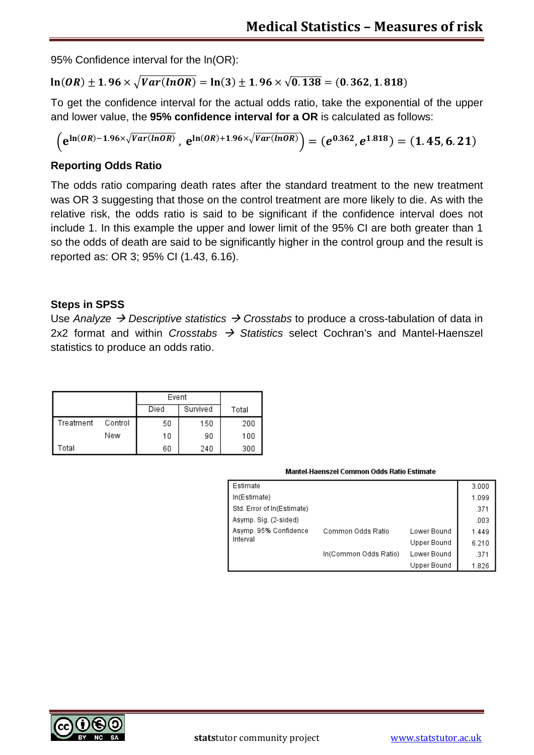95% Confidence interval for the ln(OR):

$$\ln(OR) \pm 1.96 \times \sqrt{Var(lnOR)} = \ln(3) \pm 1.96 \times \sqrt{0.138} = (0.362, 1.818)$$

To get the confidence interval for the actual odds ratio, take the exponential of the upper and lower value, the **95% confidence interval for a OR** is calculated as follows:

$$\left(e^{\ln(OR) - 1.96\times\sqrt{Var(lnOR)}}, e^{\ln(OR)+1.96\times\sqrt{Var(lnOR)}}\right) = (e^{0.362}, e^{1.818}) = (1.45, 6.21)$$

### Reporting Odds Ratio

The odds ratio comparing death rates after the standard treatment to the new treatment was OR 3 suggesting that those on the control treatment are more likely to die. As with the relative risk, the odds ratio is said to be significant if the confidence interval does not include 1. In this example the upper and lower limit of the 95% CI are both greater than 1 so the odds of death are said to be significantly higher in the control group and the result is reported as: OR 3; 95% CI (1.43, 6.16).

### Steps in SPSS

Use *Analyze* → *Descriptive statistics* → *Crosstabs* to produce a cross-tabulation of data in 2x2 format and within *Crosstabs* → *Statistics* select Cochran's and Mantel-Haenszel statistics to produce an odds ratio.

| | | Event | | |
|---|---|---|---|---|
| | | Died | Survived | Total |
| Treatment | Control | 50 | 150 | 200 |
| | New | 10 | 90 | 100 |
| Total | | 60 | 240 | 300 |

**Mantel-Haenszel Common Odds Ratio Estimate**

| | | | |
|---|---|---|---|
| Estimate | | | 3.000 |
| ln(Estimate) | | | 1.099 |
| Std. Error of ln(Estimate) | | | .371 |
| Asymp. Sig. (2-sided) | | | .003 |
| Asymp. 95% Confidence Interval | Common Odds Ratio | Lower Bound | 1.449 |
| | | Upper Bound | 6.210 |
| | ln(Common Odds Ratio) | Lower Bound | .371 |
| | | Upper Bound | 1.826 |